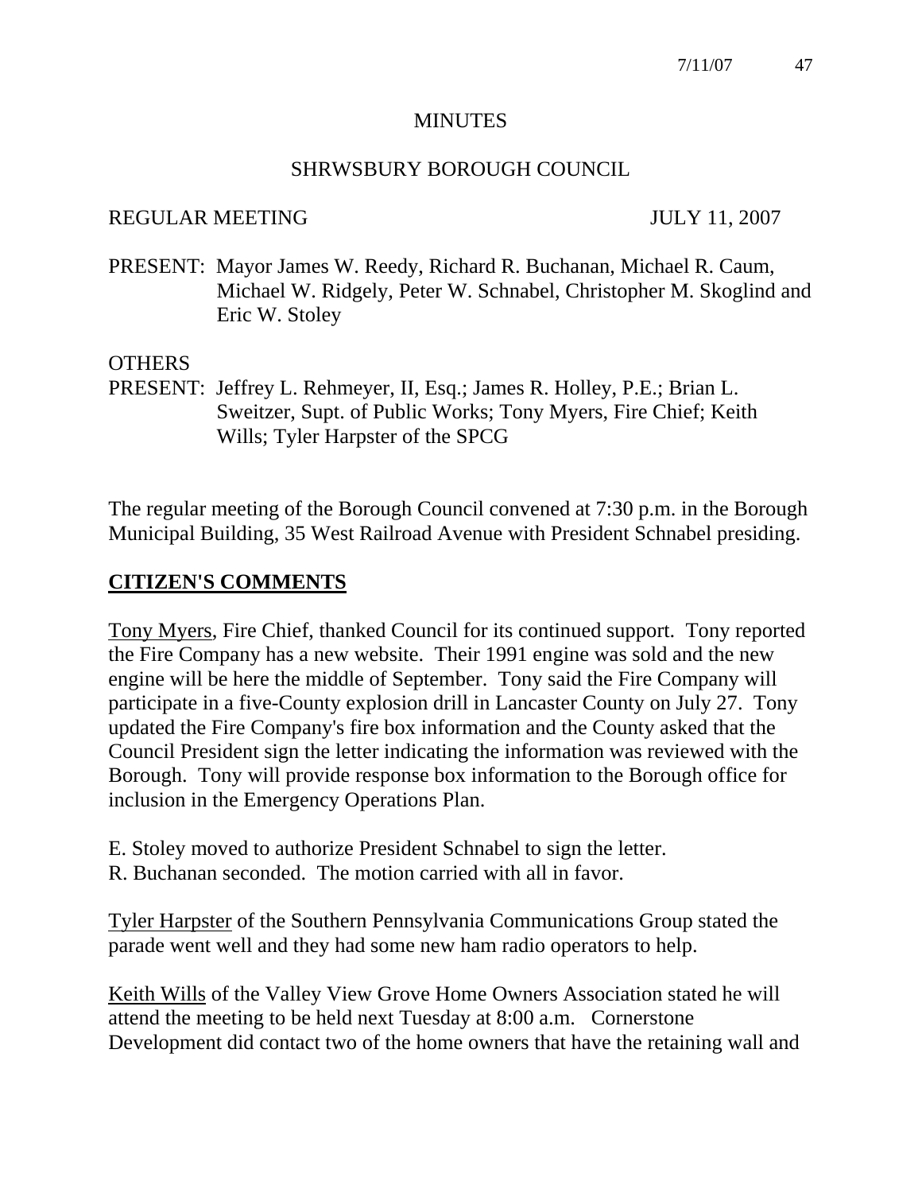MINUTES

SHRWSBURY BOROUGH COUNCIL

REGULAR MEETING JULY 11, 2007

PRESENT: Mayor James W. Reedy, Richard R. Buchanan, Michael R. Caum, Michael W. Ridgely, Peter W. Schnabel, Christopher M. Skoglind and Eric W. Stoley

OTHERS
PRESENT: Jeffrey L. Rehmeyer, II, Esq.; James R. Holley, P.E.; Brian L. Sweitzer, Supt. of Public Works; Tony Myers, Fire Chief; Keith Wills; Tyler Harpster of the SPCG

The regular meeting of the Borough Council convened at 7:30 p.m. in the Borough Municipal Building, 35 West Railroad Avenue with President Schnabel presiding.

## CITIZEN'S COMMENTS

Tony Myers, Fire Chief, thanked Council for its continued support. Tony reported the Fire Company has a new website. Their 1991 engine was sold and the new engine will be here the middle of September. Tony said the Fire Company will participate in a five-County explosion drill in Lancaster County on July 27. Tony updated the Fire Company's fire box information and the County asked that the Council President sign the letter indicating the information was reviewed with the Borough. Tony will provide response box information to the Borough office for inclusion in the Emergency Operations Plan.

E. Stoley moved to authorize President Schnabel to sign the letter.
R. Buchanan seconded. The motion carried with all in favor.

Tyler Harpster of the Southern Pennsylvania Communications Group stated the parade went well and they had some new ham radio operators to help.

Keith Wills of the Valley View Grove Home Owners Association stated he will attend the meeting to be held next Tuesday at 8:00 a.m. Cornerstone Development did contact two of the home owners that have the retaining wall and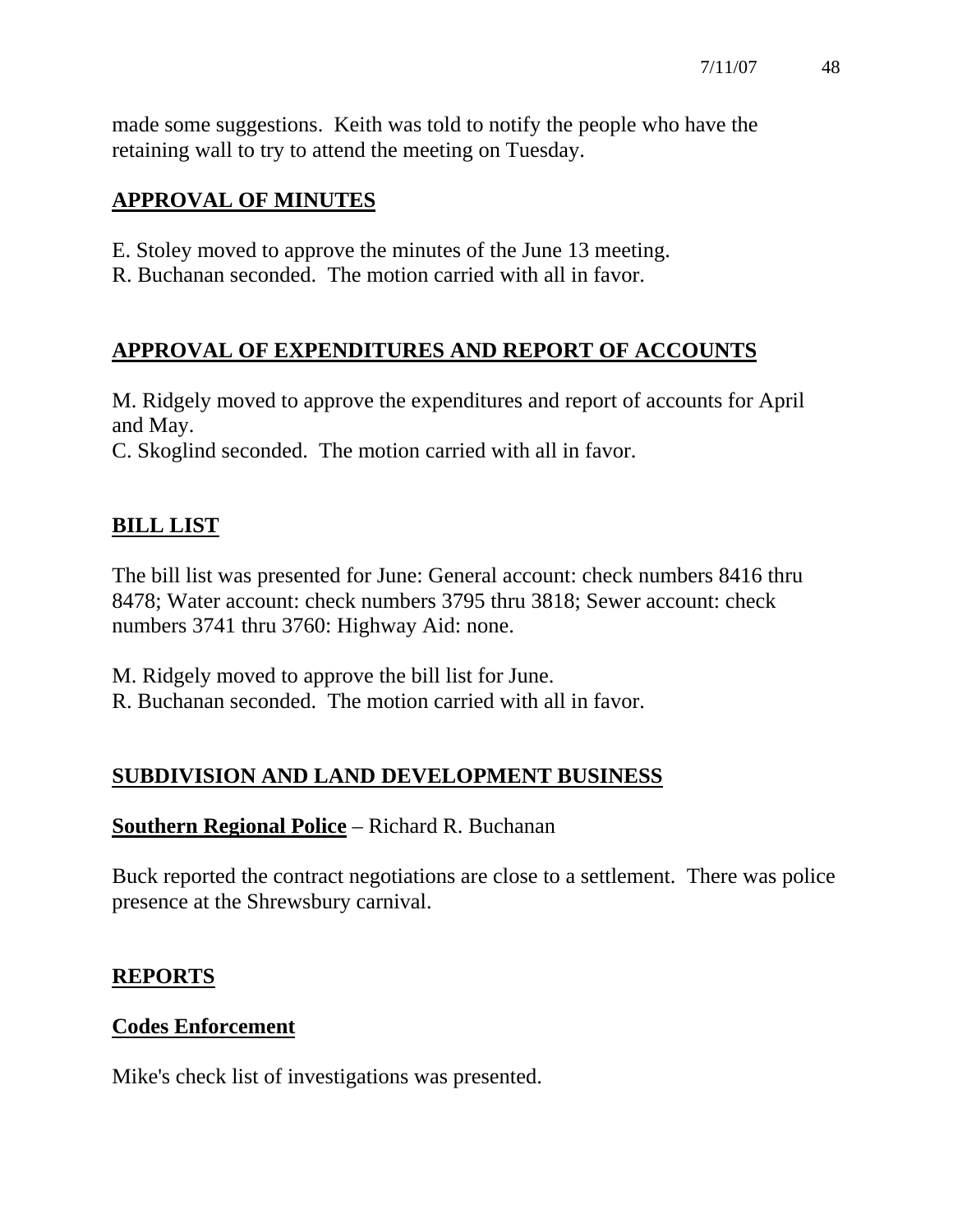made some suggestions. Keith was told to notify the people who have the retaining wall to try to attend the meeting on Tuesday.

## APPROVAL OF MINUTES

E. Stoley moved to approve the minutes of the June 13 meeting.
R. Buchanan seconded. The motion carried with all in favor.

## APPROVAL OF EXPENDITURES AND REPORT OF ACCOUNTS

M. Ridgely moved to approve the expenditures and report of accounts for April and May.
C. Skoglind seconded. The motion carried with all in favor.

## BILL LIST

The bill list was presented for June: General account: check numbers 8416 thru 8478; Water account: check numbers 3795 thru 3818; Sewer account: check numbers 3741 thru 3760: Highway Aid: none.

M. Ridgely moved to approve the bill list for June.
R. Buchanan seconded. The motion carried with all in favor.

## SUBDIVISION AND LAND DEVELOPMENT BUSINESS

**Southern Regional Police** – Richard R. Buchanan

Buck reported the contract negotiations are close to a settlement. There was police presence at the Shrewsbury carnival.

## REPORTS

### Codes Enforcement

Mike's check list of investigations was presented.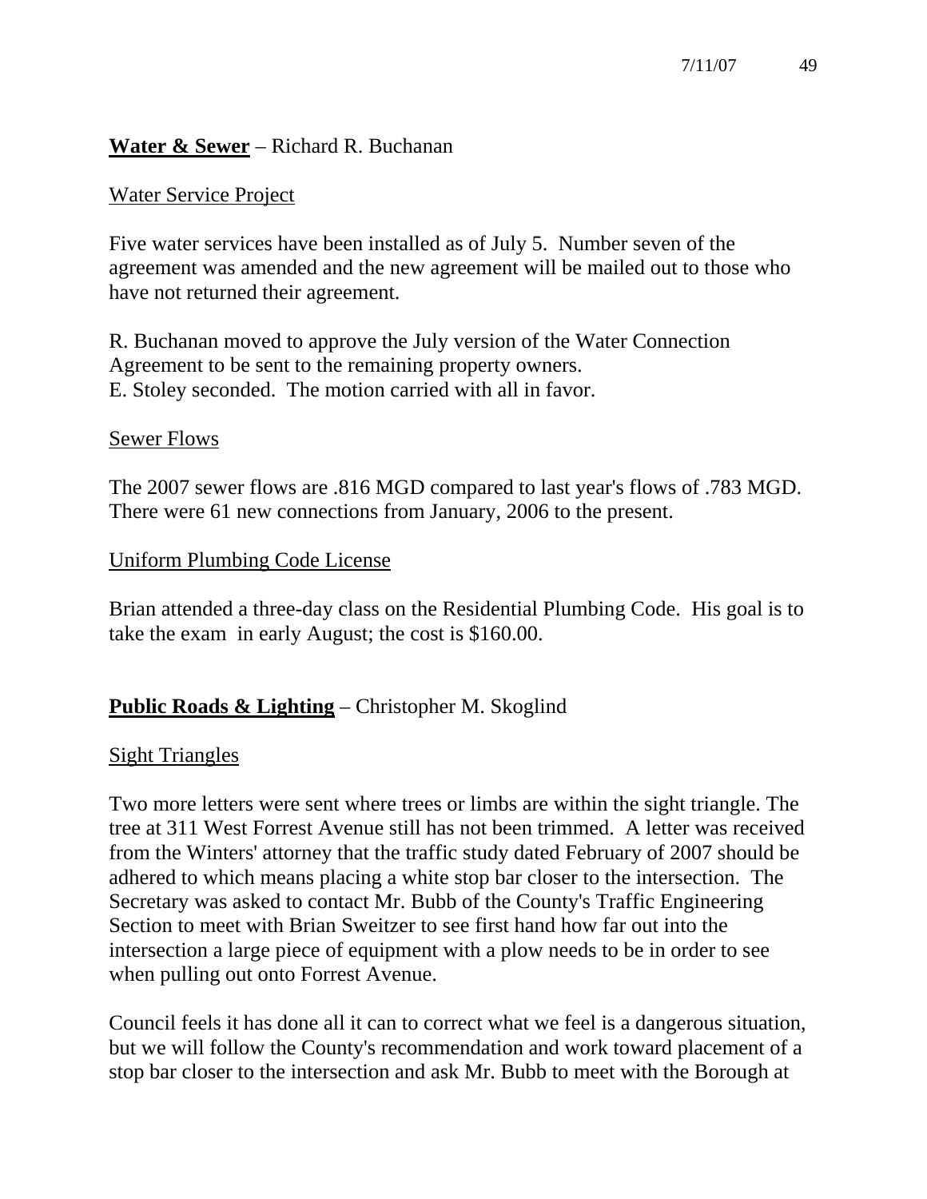**Water & Sewer** – Richard R. Buchanan

Water Service Project

Five water services have been installed as of July 5. Number seven of the agreement was amended and the new agreement will be mailed out to those who have not returned their agreement.

R. Buchanan moved to approve the July version of the Water Connection Agreement to be sent to the remaining property owners.
E. Stoley seconded. The motion carried with all in favor.

Sewer Flows

The 2007 sewer flows are .816 MGD compared to last year's flows of .783 MGD. There were 61 new connections from January, 2006 to the present.

Uniform Plumbing Code License

Brian attended a three-day class on the Residential Plumbing Code. His goal is to take the exam in early August; the cost is $160.00.

**Public Roads & Lighting** – Christopher M. Skoglind

Sight Triangles

Two more letters were sent where trees or limbs are within the sight triangle. The tree at 311 West Forrest Avenue still has not been trimmed. A letter was received from the Winters' attorney that the traffic study dated February of 2007 should be adhered to which means placing a white stop bar closer to the intersection. The Secretary was asked to contact Mr. Bubb of the County's Traffic Engineering Section to meet with Brian Sweitzer to see first hand how far out into the intersection a large piece of equipment with a plow needs to be in order to see when pulling out onto Forrest Avenue.

Council feels it has done all it can to correct what we feel is a dangerous situation, but we will follow the County's recommendation and work toward placement of a stop bar closer to the intersection and ask Mr. Bubb to meet with the Borough at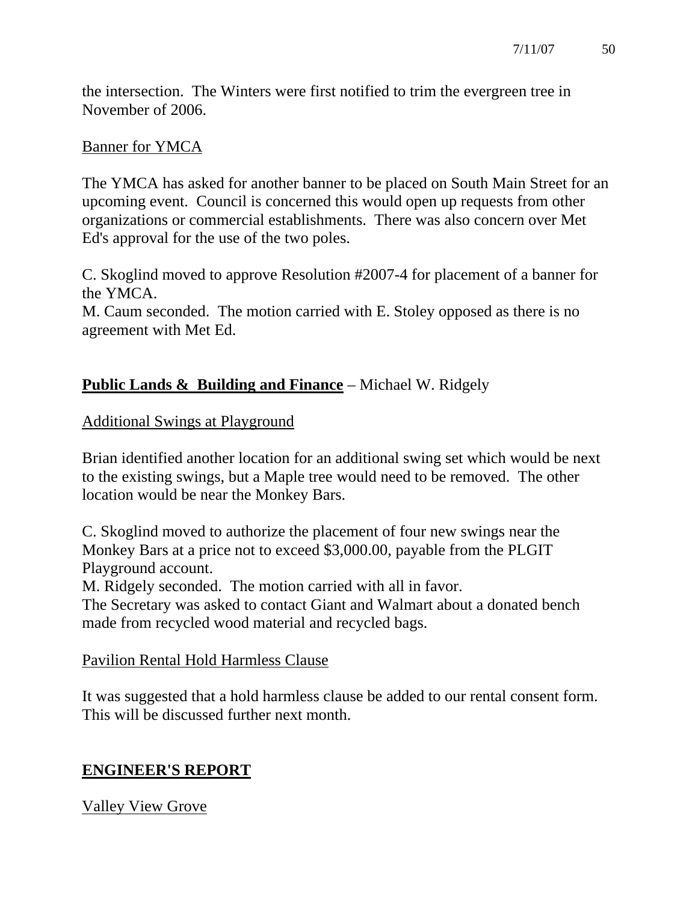the intersection. The Winters were first notified to trim the evergreen tree in November of 2006.

Banner for YMCA

The YMCA has asked for another banner to be placed on South Main Street for an upcoming event. Council is concerned this would open up requests from other organizations or commercial establishments. There was also concern over Met Ed's approval for the use of the two poles.

C. Skoglind moved to approve Resolution #2007-4 for placement of a banner for the YMCA.
M. Caum seconded. The motion carried with E. Stoley opposed as there is no agreement with Met Ed.

## **Public Lands & Building and Finance** – Michael W. Ridgely

Additional Swings at Playground

Brian identified another location for an additional swing set which would be next to the existing swings, but a Maple tree would need to be removed. The other location would be near the Monkey Bars.

C. Skoglind moved to authorize the placement of four new swings near the Monkey Bars at a price not to exceed $3,000.00, payable from the PLGIT Playground account.
M. Ridgely seconded. The motion carried with all in favor.
The Secretary was asked to contact Giant and Walmart about a donated bench made from recycled wood material and recycled bags.

Pavilion Rental Hold Harmless Clause

It was suggested that a hold harmless clause be added to our rental consent form. This will be discussed further next month.

## **ENGINEER'S REPORT**

Valley View Grove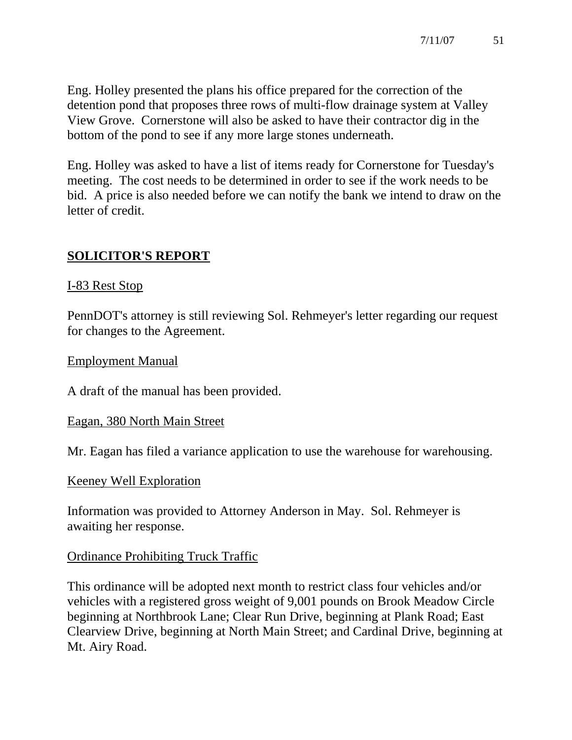Eng. Holley presented the plans his office prepared for the correction of the detention pond that proposes three rows of multi-flow drainage system at Valley View Grove. Cornerstone will also be asked to have their contractor dig in the bottom of the pond to see if any more large stones underneath.

Eng. Holley was asked to have a list of items ready for Cornerstone for Tuesday's meeting. The cost needs to be determined in order to see if the work needs to be bid. A price is also needed before we can notify the bank we intend to draw on the letter of credit.

## SOLICITOR'S REPORT

I-83 Rest Stop

PennDOT's attorney is still reviewing Sol. Rehmeyer's letter regarding our request for changes to the Agreement.

Employment Manual

A draft of the manual has been provided.

Eagan, 380 North Main Street

Mr. Eagan has filed a variance application to use the warehouse for warehousing.

Keeney Well Exploration

Information was provided to Attorney Anderson in May. Sol. Rehmeyer is awaiting her response.

Ordinance Prohibiting Truck Traffic

This ordinance will be adopted next month to restrict class four vehicles and/or vehicles with a registered gross weight of 9,001 pounds on Brook Meadow Circle beginning at Northbrook Lane; Clear Run Drive, beginning at Plank Road; East Clearview Drive, beginning at North Main Street; and Cardinal Drive, beginning at Mt. Airy Road.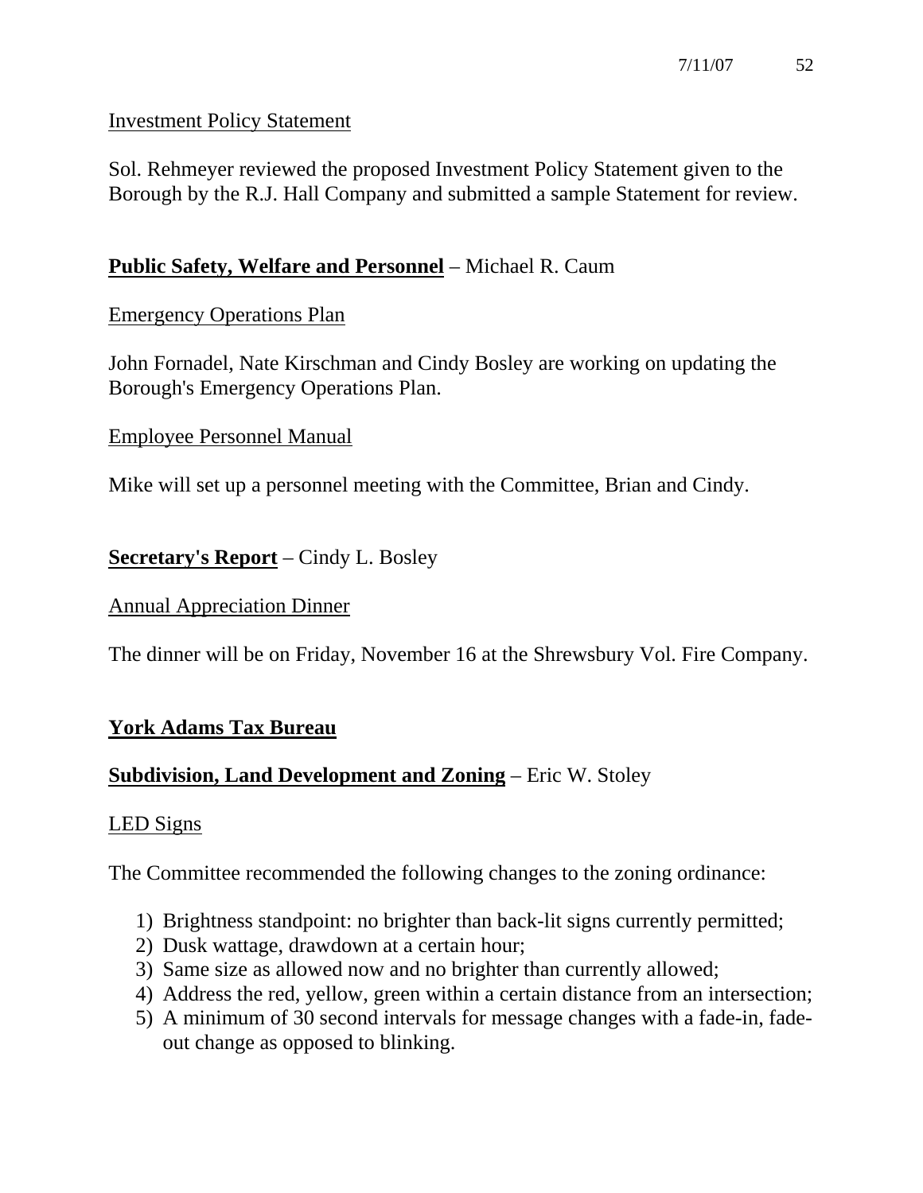Investment Policy Statement

Sol. Rehmeyer reviewed the proposed Investment Policy Statement given to the Borough by the R.J. Hall Company and submitted a sample Statement for review.

**Public Safety, Welfare and Personnel** – Michael R. Caum

Emergency Operations Plan

John Fornadel, Nate Kirschman and Cindy Bosley are working on updating the Borough's Emergency Operations Plan.

Employee Personnel Manual

Mike will set up a personnel meeting with the Committee, Brian and Cindy.

**Secretary's Report** – Cindy L. Bosley

Annual Appreciation Dinner

The dinner will be on Friday, November 16 at the Shrewsbury Vol. Fire Company.

**York Adams Tax Bureau**

**Subdivision, Land Development and Zoning** – Eric W. Stoley

LED Signs

The Committee recommended the following changes to the zoning ordinance:

1) Brightness standpoint: no brighter than back-lit signs currently permitted;
2) Dusk wattage, drawdown at a certain hour;
3) Same size as allowed now and no brighter than currently allowed;
4) Address the red, yellow, green within a certain distance from an intersection;
5) A minimum of 30 second intervals for message changes with a fade-in, fade-out change as opposed to blinking.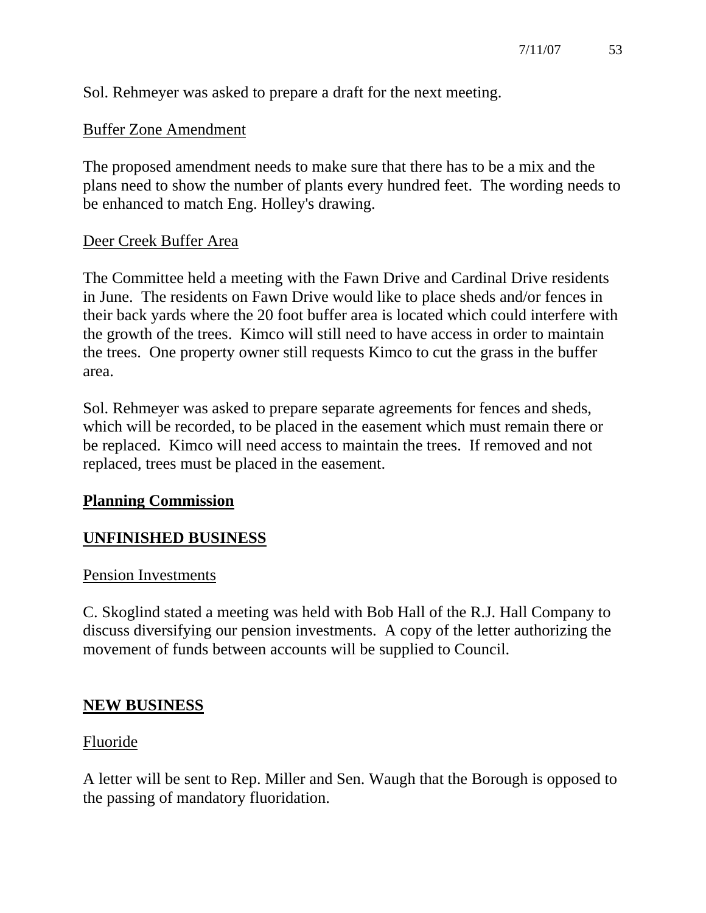Sol. Rehmeyer was asked to prepare a draft for the next meeting.

Buffer Zone Amendment

The proposed amendment needs to make sure that there has to be a mix and the plans need to show the number of plants every hundred feet. The wording needs to be enhanced to match Eng. Holley's drawing.

Deer Creek Buffer Area

The Committee held a meeting with the Fawn Drive and Cardinal Drive residents in June. The residents on Fawn Drive would like to place sheds and/or fences in their back yards where the 20 foot buffer area is located which could interfere with the growth of the trees. Kimco will still need to have access in order to maintain the trees. One property owner still requests Kimco to cut the grass in the buffer area.

Sol. Rehmeyer was asked to prepare separate agreements for fences and sheds, which will be recorded, to be placed in the easement which must remain there or be replaced. Kimco will need access to maintain the trees. If removed and not replaced, trees must be placed in the easement.

## Planning Commission

## UNFINISHED BUSINESS

Pension Investments

C. Skoglind stated a meeting was held with Bob Hall of the R.J. Hall Company to discuss diversifying our pension investments. A copy of the letter authorizing the movement of funds between accounts will be supplied to Council.

## NEW BUSINESS

Fluoride

A letter will be sent to Rep. Miller and Sen. Waugh that the Borough is opposed to the passing of mandatory fluoridation.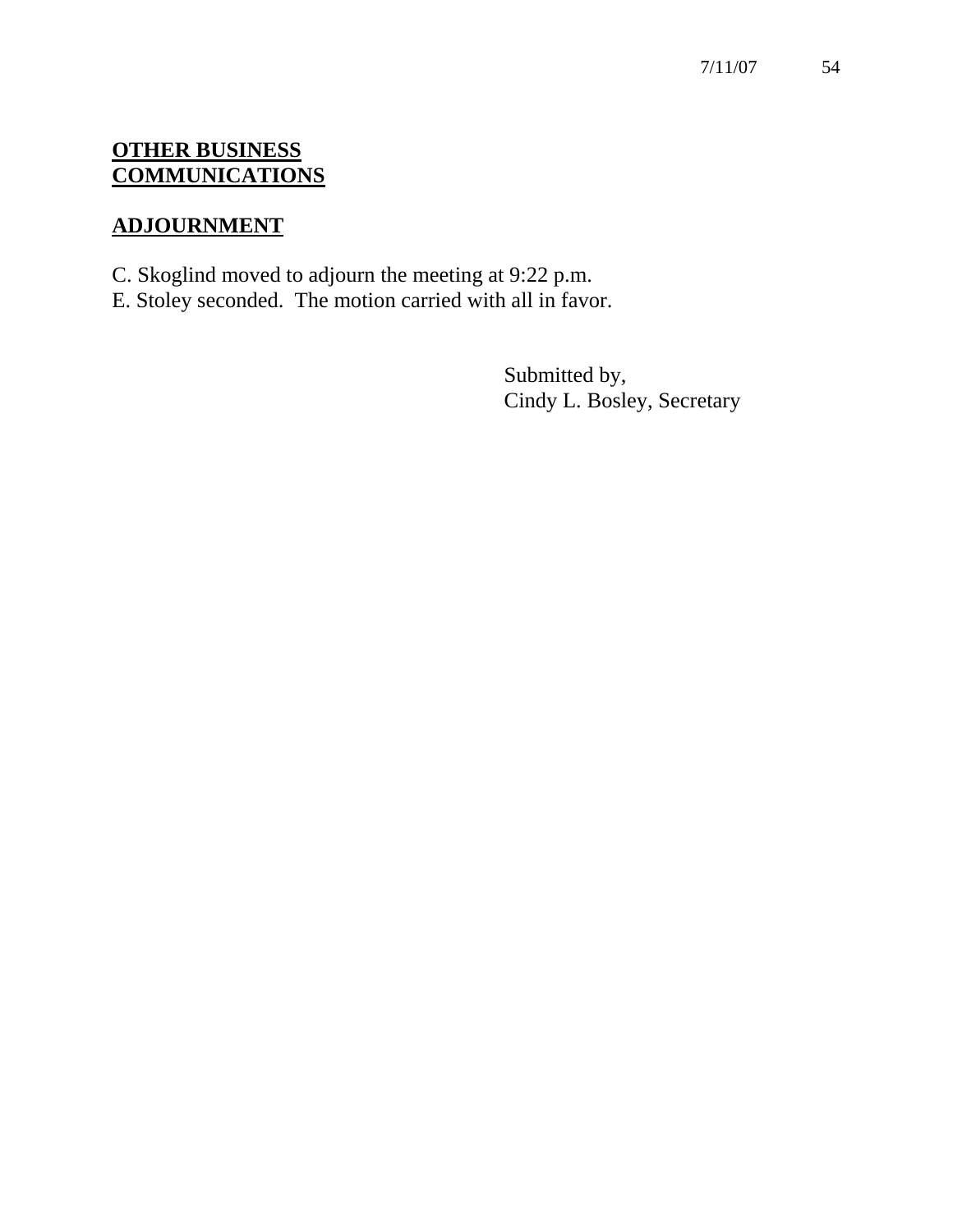**<u>OTHER BUSINESS</u>**
**<u>COMMUNICATIONS</u>**

**<u>ADJOURNMENT</u>**

C. Skoglind moved to adjourn the meeting at 9:22 p.m.
E. Stoley seconded. The motion carried with all in favor.

Submitted by,
Cindy L. Bosley, Secretary